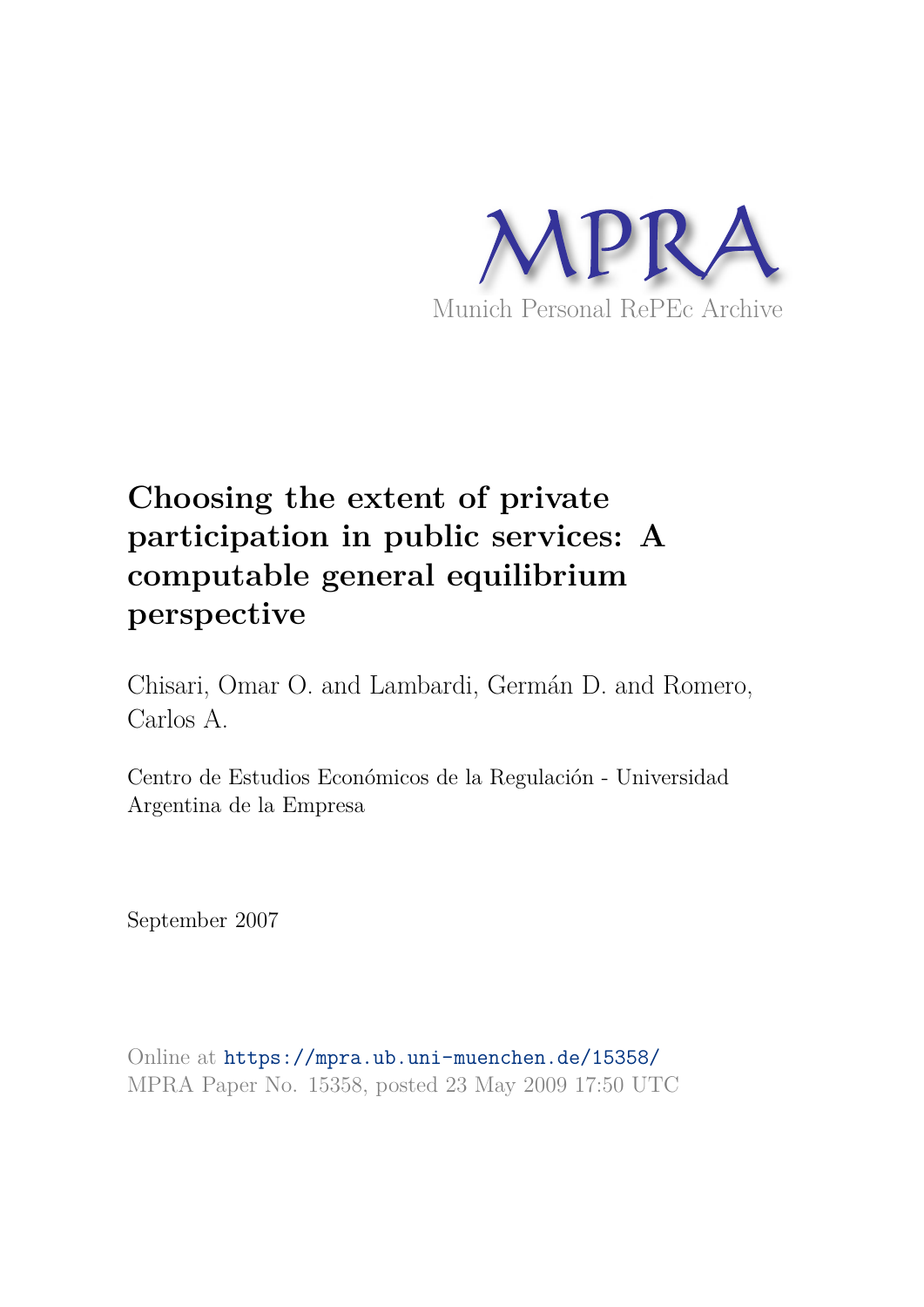MPRA

Munich Personal RePEc Archive

# Choosing the extent of private participation in public services: A computable general equilibrium perspective

Chisari, Omar O. and Lambardi, Germán D. and Romero, Carlos A.

Centro de Estudios Económicos de la Regulación - Universidad Argentina de la Empresa

September 2007

Online at https://mpra.ub.uni-muenchen.de/15358/
MPRA Paper No. 15358, posted 23 May 2009 17:50 UTC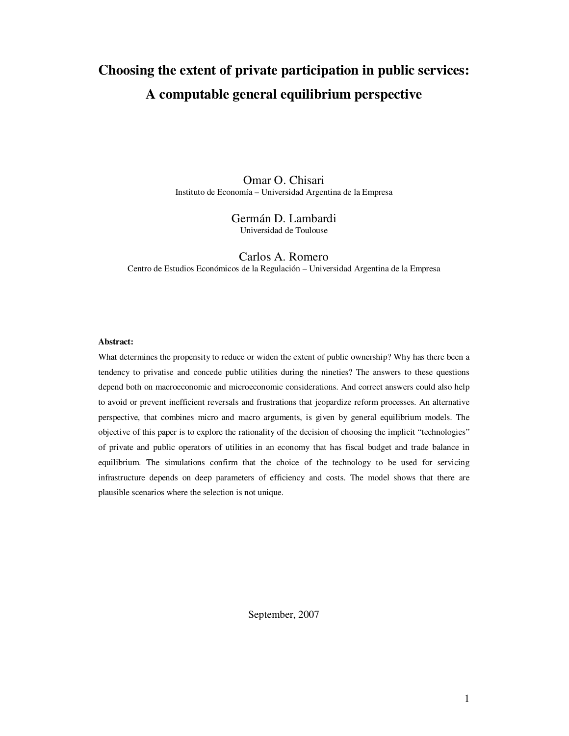# Choosing the extent of private participation in public services: A computable general equilibrium perspective

Omar O. Chisari
Instituto de Economía – Universidad Argentina de la Empresa

Germán D. Lambardi
Universidad de Toulouse

Carlos A. Romero
Centro de Estudios Económicos de la Regulación – Universidad Argentina de la Empresa

**Abstract:**

What determines the propensity to reduce or widen the extent of public ownership? Why has there been a tendency to privatise and concede public utilities during the nineties? The answers to these questions depend both on macroeconomic and microeconomic considerations. And correct answers could also help to avoid or prevent inefficient reversals and frustrations that jeopardize reform processes. An alternative perspective, that combines micro and macro arguments, is given by general equilibrium models. The objective of this paper is to explore the rationality of the decision of choosing the implicit "technologies" of private and public operators of utilities in an economy that has fiscal budget and trade balance in equilibrium. The simulations confirm that the choice of the technology to be used for servicing infrastructure depends on deep parameters of efficiency and costs. The model shows that there are plausible scenarios where the selection is not unique.

September, 2007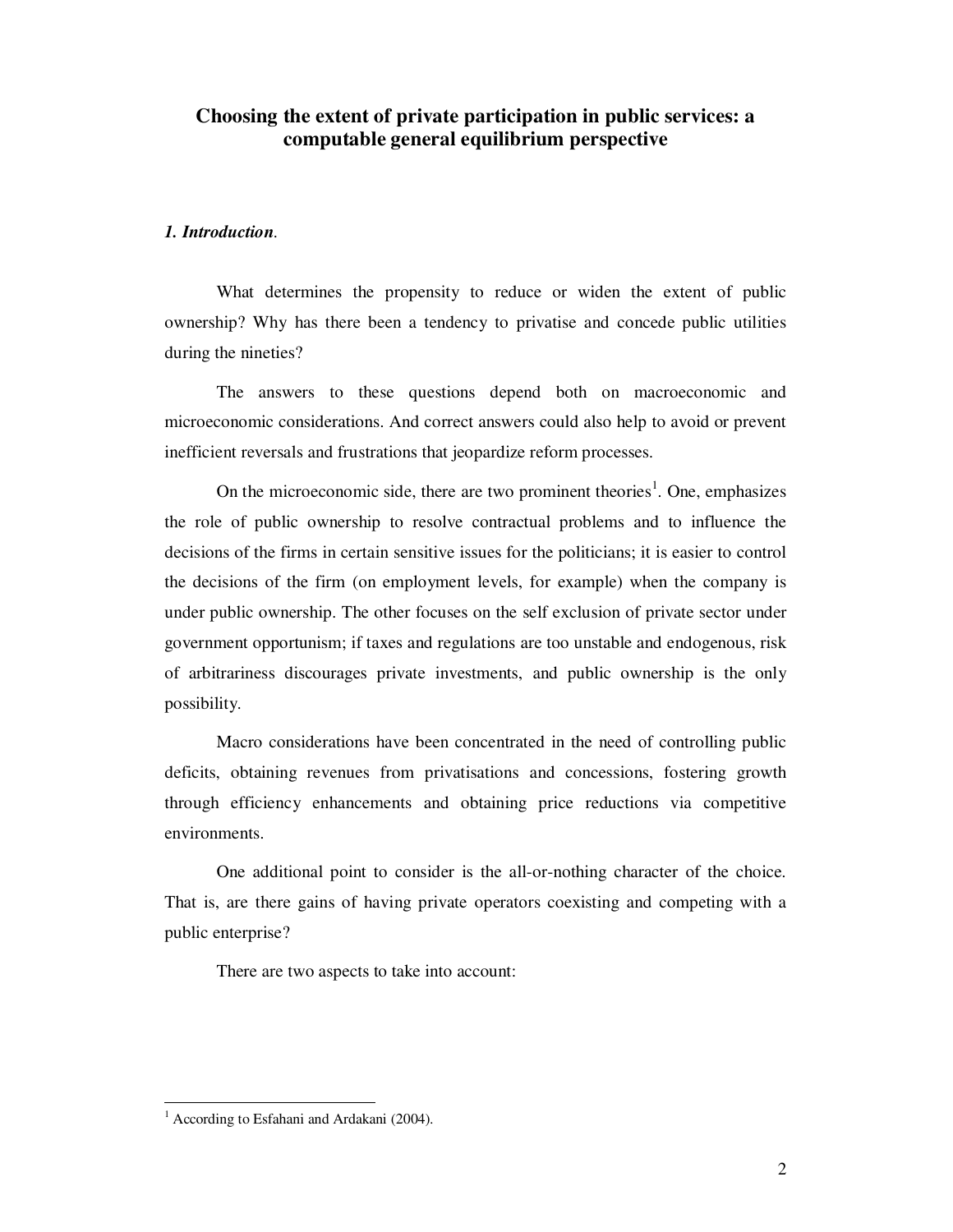# Choosing the extent of private participation in public services: a computable general equilibrium perspective

***1. Introduction.***

What determines the propensity to reduce or widen the extent of public ownership? Why has there been a tendency to privatise and concede public utilities during the nineties?

The answers to these questions depend both on macroeconomic and microeconomic considerations. And correct answers could also help to avoid or prevent inefficient reversals and frustrations that jeopardize reform processes.

On the microeconomic side, there are two prominent theories[1]. One, emphasizes the role of public ownership to resolve contractual problems and to influence the decisions of the firms in certain sensitive issues for the politicians; it is easier to control the decisions of the firm (on employment levels, for example) when the company is under public ownership. The other focuses on the self exclusion of private sector under government opportunism; if taxes and regulations are too unstable and endogenous, risk of arbitrariness discourages private investments, and public ownership is the only possibility.

Macro considerations have been concentrated in the need of controlling public deficits, obtaining revenues from privatisations and concessions, fostering growth through efficiency enhancements and obtaining price reductions via competitive environments.

One additional point to consider is the all-or-nothing character of the choice. That is, are there gains of having private operators coexisting and competing with a public enterprise?

There are two aspects to take into account:

---

[1] According to Esfahani and Ardakani (2004).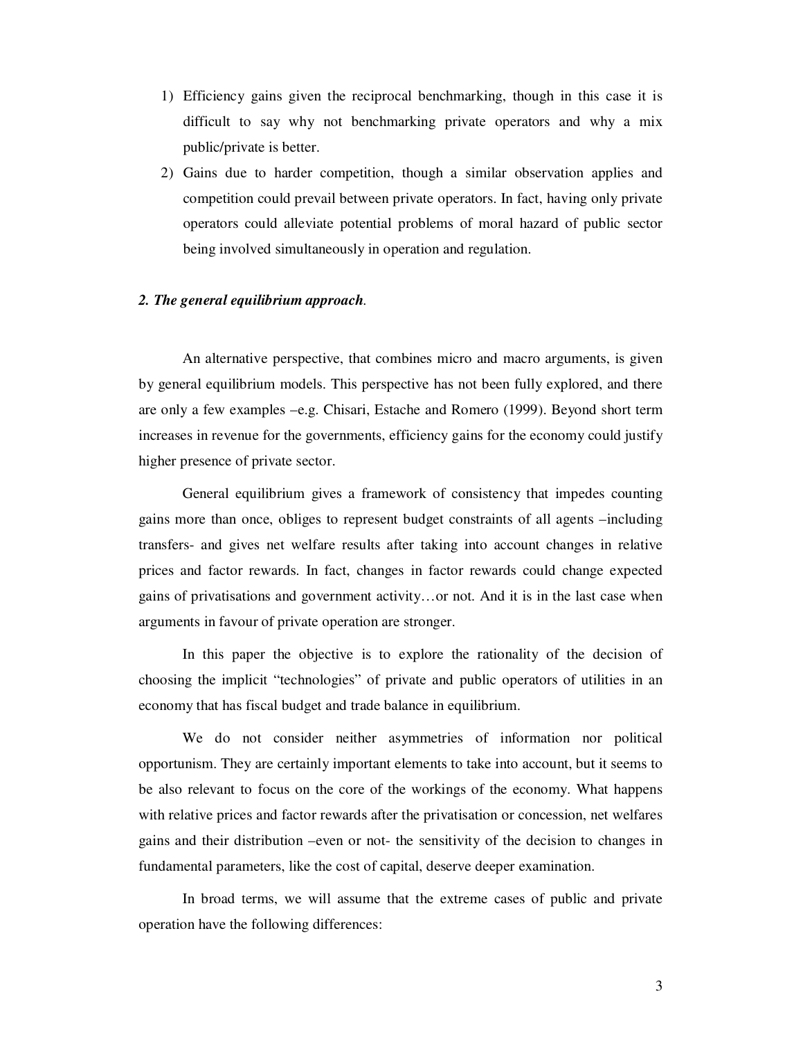1) Efficiency gains given the reciprocal benchmarking, though in this case it is difficult to say why not benchmarking private operators and why a mix public/private is better.
2) Gains due to harder competition, though a similar observation applies and competition could prevail between private operators. In fact, having only private operators could alleviate potential problems of moral hazard of public sector being involved simultaneously in operation and regulation.

## *2. The general equilibrium approach.*

An alternative perspective, that combines micro and macro arguments, is given by general equilibrium models. This perspective has not been fully explored, and there are only a few examples –e.g. Chisari, Estache and Romero (1999). Beyond short term increases in revenue for the governments, efficiency gains for the economy could justify higher presence of private sector.

General equilibrium gives a framework of consistency that impedes counting gains more than once, obliges to represent budget constraints of all agents –including transfers- and gives net welfare results after taking into account changes in relative prices and factor rewards. In fact, changes in factor rewards could change expected gains of privatisations and government activity…or not. And it is in the last case when arguments in favour of private operation are stronger.

In this paper the objective is to explore the rationality of the decision of choosing the implicit "technologies" of private and public operators of utilities in an economy that has fiscal budget and trade balance in equilibrium.

We do not consider neither asymmetries of information nor political opportunism. They are certainly important elements to take into account, but it seems to be also relevant to focus on the core of the workings of the economy. What happens with relative prices and factor rewards after the privatisation or concession, net welfares gains and their distribution –even or not- the sensitivity of the decision to changes in fundamental parameters, like the cost of capital, deserve deeper examination.

In broad terms, we will assume that the extreme cases of public and private operation have the following differences: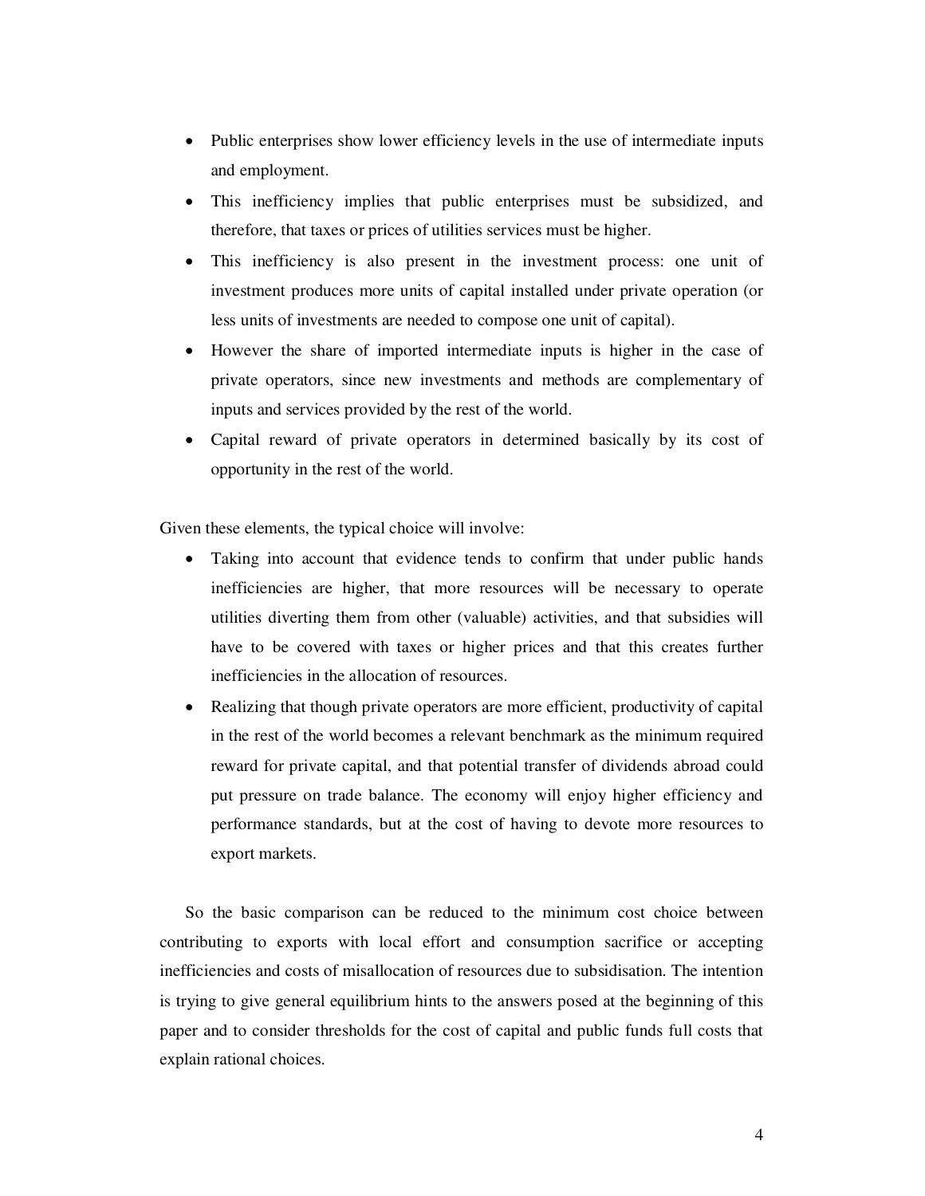- Public enterprises show lower efficiency levels in the use of intermediate inputs and employment.
- This inefficiency implies that public enterprises must be subsidized, and therefore, that taxes or prices of utilities services must be higher.
- This inefficiency is also present in the investment process: one unit of investment produces more units of capital installed under private operation (or less units of investments are needed to compose one unit of capital).
- However the share of imported intermediate inputs is higher in the case of private operators, since new investments and methods are complementary of inputs and services provided by the rest of the world.
- Capital reward of private operators in determined basically by its cost of opportunity in the rest of the world.

Given these elements, the typical choice will involve:

- Taking into account that evidence tends to confirm that under public hands inefficiencies are higher, that more resources will be necessary to operate utilities diverting them from other (valuable) activities, and that subsidies will have to be covered with taxes or higher prices and that this creates further inefficiencies in the allocation of resources.
- Realizing that though private operators are more efficient, productivity of capital in the rest of the world becomes a relevant benchmark as the minimum required reward for private capital, and that potential transfer of dividends abroad could put pressure on trade balance. The economy will enjoy higher efficiency and performance standards, but at the cost of having to devote more resources to export markets.

So the basic comparison can be reduced to the minimum cost choice between contributing to exports with local effort and consumption sacrifice or accepting inefficiencies and costs of misallocation of resources due to subsidisation. The intention is trying to give general equilibrium hints to the answers posed at the beginning of this paper and to consider thresholds for the cost of capital and public funds full costs that explain rational choices.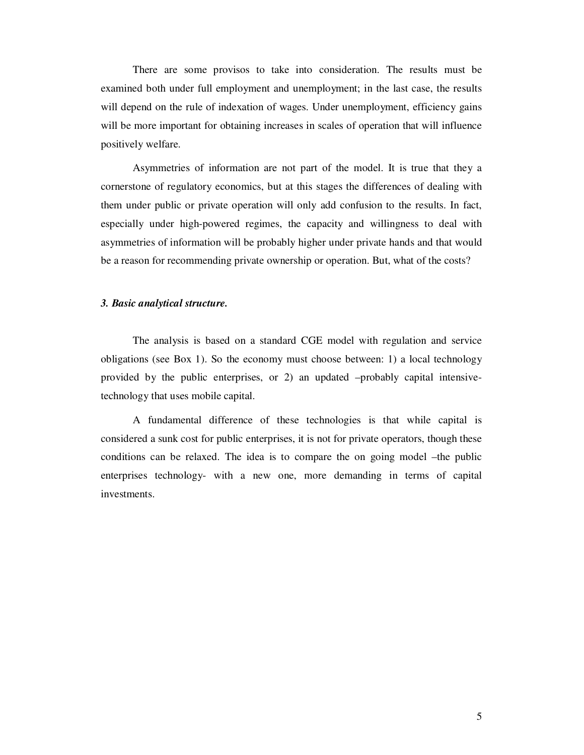There are some provisos to take into consideration. The results must be examined both under full employment and unemployment; in the last case, the results will depend on the rule of indexation of wages. Under unemployment, efficiency gains will be more important for obtaining increases in scales of operation that will influence positively welfare.

Asymmetries of information are not part of the model. It is true that they a cornerstone of regulatory economics, but at this stages the differences of dealing with them under public or private operation will only add confusion to the results. In fact, especially under high-powered regimes, the capacity and willingness to deal with asymmetries of information will be probably higher under private hands and that would be a reason for recommending private ownership or operation. But, what of the costs?

### *3. Basic analytical structure.*

The analysis is based on a standard CGE model with regulation and service obligations (see Box 1). So the economy must choose between: 1) a local technology provided by the public enterprises, or 2) an updated –probably capital intensive- technology that uses mobile capital.

A fundamental difference of these technologies is that while capital is considered a sunk cost for public enterprises, it is not for private operators, though these conditions can be relaxed. The idea is to compare the on going model –the public enterprises technology- with a new one, more demanding in terms of capital investments.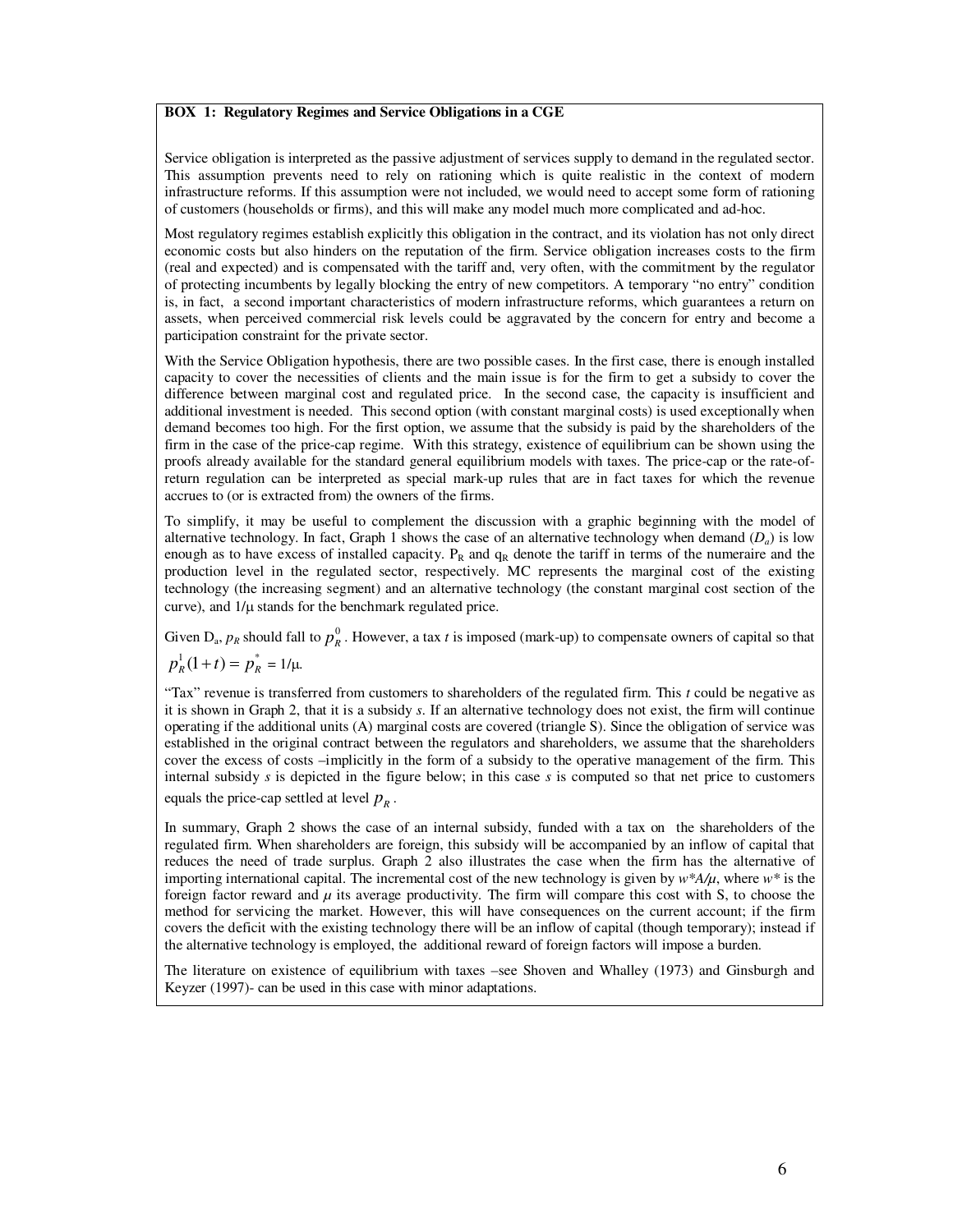**BOX 1: Regulatory Regimes and Service Obligations in a CGE**

Service obligation is interpreted as the passive adjustment of services supply to demand in the regulated sector. This assumption prevents need to rely on rationing which is quite realistic in the context of modern infrastructure reforms. If this assumption were not included, we would need to accept some form of rationing of customers (households or firms), and this will make any model much more complicated and ad-hoc.

Most regulatory regimes establish explicitly this obligation in the contract, and its violation has not only direct economic costs but also hinders on the reputation of the firm. Service obligation increases costs to the firm (real and expected) and is compensated with the tariff and, very often, with the commitment by the regulator of protecting incumbents by legally blocking the entry of new competitors. A temporary "no entry" condition is, in fact, a second important characteristics of modern infrastructure reforms, which guarantees a return on assets, when perceived commercial risk levels could be aggravated by the concern for entry and become a participation constraint for the private sector.

With the Service Obligation hypothesis, there are two possible cases. In the first case, there is enough installed capacity to cover the necessities of clients and the main issue is for the firm to get a subsidy to cover the difference between marginal cost and regulated price. In the second case, the capacity is insufficient and additional investment is needed. This second option (with constant marginal costs) is used exceptionally when demand becomes too high. For the first option, we assume that the subsidy is paid by the shareholders of the firm in the case of the price-cap regime. With this strategy, existence of equilibrium can be shown using the proofs already available for the standard general equilibrium models with taxes. The price-cap or the rate-of-return regulation can be interpreted as special mark-up rules that are in fact taxes for which the revenue accrues to (or is extracted from) the owners of the firms.

To simplify, it may be useful to complement the discussion with a graphic beginning with the model of alternative technology. In fact, Graph 1 shows the case of an alternative technology when demand ($D_a$) is low enough as to have excess of installed capacity. $P_R$ and $q_R$ denote the tariff in terms of the numeraire and the production level in the regulated sector, respectively. MC represents the marginal cost of the existing technology (the increasing segment) and an alternative technology (the constant marginal cost section of the curve), and $1/\mu$ stands for the benchmark regulated price.

Given $D_a$, $p_R$ should fall to $p_R^0$. However, a tax $t$ is imposed (mark-up) to compensate owners of capital so that $p_R^1(1+t) = p_R^* = 1/\mu$.

"Tax" revenue is transferred from customers to shareholders of the regulated firm. This $t$ could be negative as it is shown in Graph 2, that it is a subsidy $s$. If an alternative technology does not exist, the firm will continue operating if the additional units (A) marginal costs are covered (triangle S). Since the obligation of service was established in the original contract between the regulators and shareholders, we assume that the shareholders cover the excess of costs –implicitly in the form of a subsidy to the operative management of the firm. This internal subsidy $s$ is depicted in the figure below; in this case $s$ is computed so that net price to customers equals the price-cap settled at level $p_R$.

In summary, Graph 2 shows the case of an internal subsidy, funded with a tax on the shareholders of the regulated firm. When shareholders are foreign, this subsidy will be accompanied by an inflow of capital that reduces the need of trade surplus. Graph 2 also illustrates the case when the firm has the alternative of importing international capital. The incremental cost of the new technology is given by $w^*A/\mu$, where $w^*$ is the foreign factor reward and $\mu$ its average productivity. The firm will compare this cost with S, to choose the method for servicing the market. However, this will have consequences on the current account; if the firm covers the deficit with the existing technology there will be an inflow of capital (though temporary); instead if the alternative technology is employed, the additional reward of foreign factors will impose a burden.

The literature on existence of equilibrium with taxes –see Shoven and Whalley (1973) and Ginsburgh and Keyzer (1997)- can be used in this case with minor adaptations.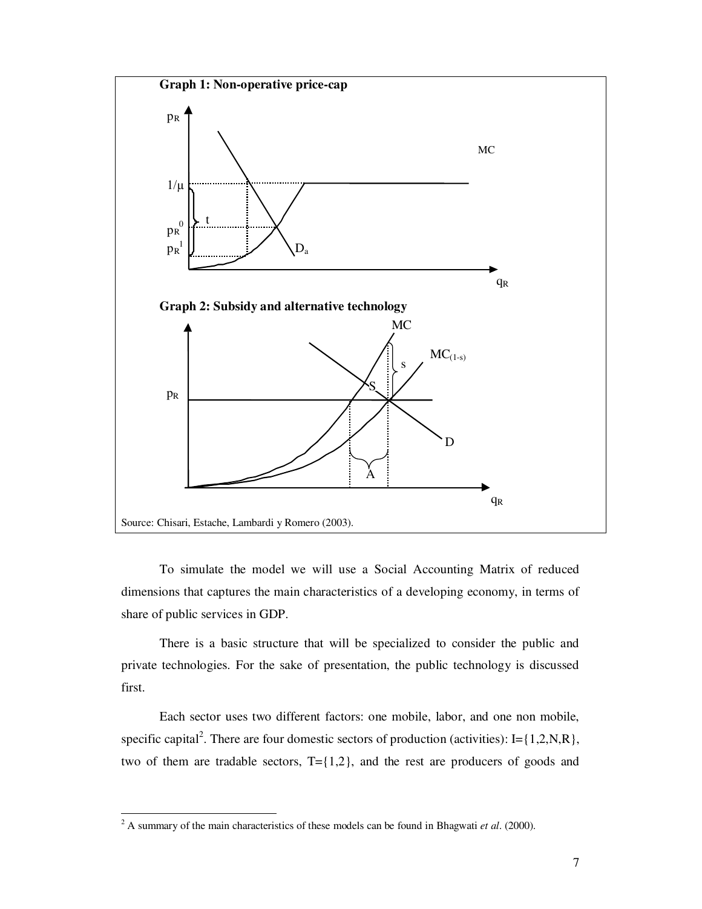**Graph 1: Non-operative price-cap**

$p_R$

MC

$1/\mu$

$t$

$p_R^0$

$p_R^1$

$D_a$

$q_R$

**Graph 2: Subsidy and alternative technology**

MC

$MC_{(1-s)}$

s

S

$p_R$

D

A

$q_R$

Source: Chisari, Estache, Lambardi y Romero (2003).

To simulate the model we will use a Social Accounting Matrix of reduced dimensions that captures the main characteristics of a developing economy, in terms of share of public services in GDP.

There is a basic structure that will be specialized to consider the public and private technologies. For the sake of presentation, the public technology is discussed first.

Each sector uses two different factors: one mobile, labor, and one non mobile, specific capital[2]. There are four domestic sectors of production (activities): I={1,2,N,R}, two of them are tradable sectors, T={1,2}, and the rest are producers of goods and

---

[2] A summary of the main characteristics of these models can be found in Bhagwati *et al*. (2000).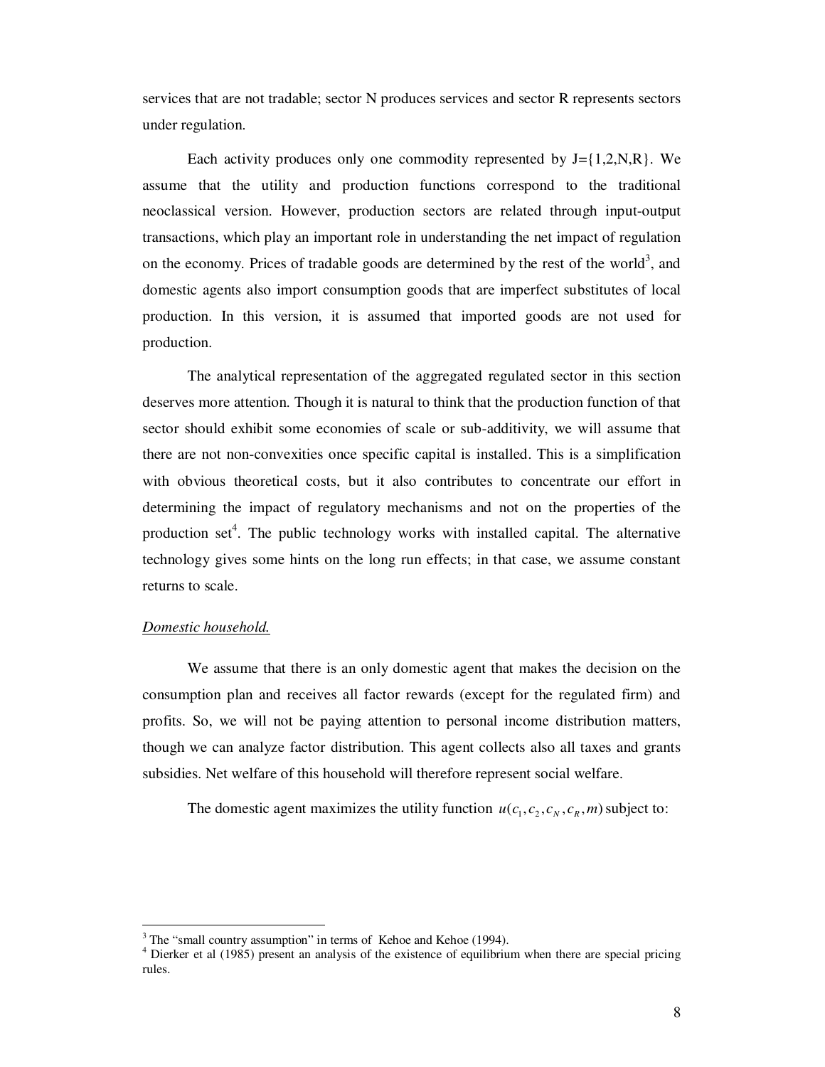services that are not tradable; sector N produces services and sector R represents sectors under regulation.

Each activity produces only one commodity represented by J={1,2,N,R}. We assume that the utility and production functions correspond to the traditional neoclassical version. However, production sectors are related through input-output transactions, which play an important role in understanding the net impact of regulation on the economy. Prices of tradable goods are determined by the rest of the world[3], and domestic agents also import consumption goods that are imperfect substitutes of local production. In this version, it is assumed that imported goods are not used for production.

The analytical representation of the aggregated regulated sector in this section deserves more attention. Though it is natural to think that the production function of that sector should exhibit some economies of scale or sub-additivity, we will assume that there are not non-convexities once specific capital is installed. This is a simplification with obvious theoretical costs, but it also contributes to concentrate our effort in determining the impact of regulatory mechanisms and not on the properties of the production set[4]. The public technology works with installed capital. The alternative technology gives some hints on the long run effects; in that case, we assume constant returns to scale.

*Domestic household.*

We assume that there is an only domestic agent that makes the decision on the consumption plan and receives all factor rewards (except for the regulated firm) and profits. So, we will not be paying attention to personal income distribution matters, though we can analyze factor distribution. This agent collects also all taxes and grants subsidies. Net welfare of this household will therefore represent social welfare.

The domestic agent maximizes the utility function $u(c_1, c_2, c_N, c_R, m)$ subject to:

---

[3] The "small country assumption" in terms of Kehoe and Kehoe (1994).

[4] Dierker et al (1985) present an analysis of the existence of equilibrium when there are special pricing rules.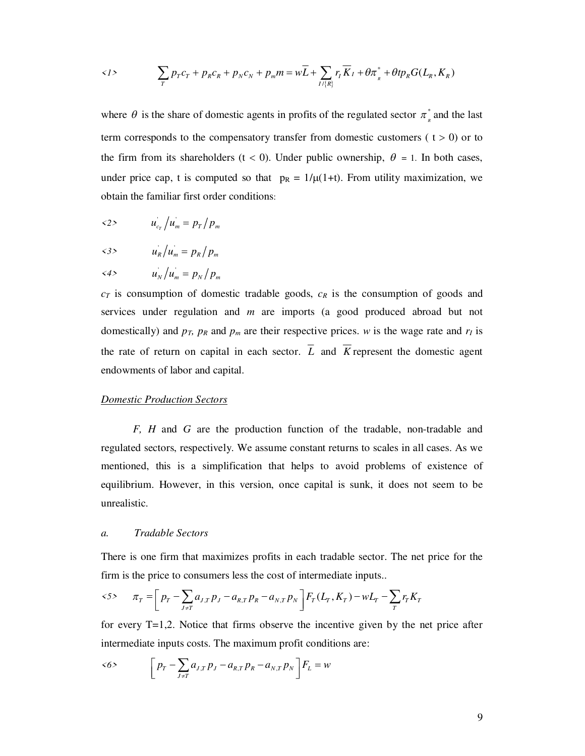<1> $$\sum_T p_T c_T + p_R c_R + p_N c_N + p_m m = w\overline{L} + \sum_{I/\{R\}} r_I \overline{K}_I + \theta\pi^*_R + \theta t p_R G(L_R, K_R)$$

where $\theta$ is the share of domestic agents in profits of the regulated sector $\pi^*_R$ and the last term corresponds to the compensatory transfer from domestic customers ( $t > 0$) or to the firm from its shareholders ($t < 0$). Under public ownership, $\theta = 1$. In both cases, under price cap, t is computed so that $p_R = 1/\mu(1+t)$. From utility maximization, we obtain the familiar first order conditions:

<2> $$u'_{c_T} / u'_m = p_T / p_m$$

<3> $$u'_R / u'_m = p_R / p_m$$

<4> $$u'_N / u'_m = p_N / p_m$$

$c_T$ is consumption of domestic tradable goods, $c_R$ is the consumption of goods and services under regulation and $m$ are imports (a good produced abroad but not domestically) and $p_T$, $p_R$ and $p_m$ are their respective prices. $w$ is the wage rate and $r_I$ is the rate of return on capital in each sector. $\overline{L}$ and $\overline{K}$ represent the domestic agent endowments of labor and capital.

<u>Domestic Production Sectors</u>

*F, H* and *G* are the production function of the tradable, non-tradable and regulated sectors, respectively. We assume constant returns to scales in all cases. As we mentioned, this is a simplification that helps to avoid problems of existence of equilibrium. However, in this version, once capital is sunk, it does not seem to be unrealistic.

*a. Tradable Sectors*

There is one firm that maximizes profits in each tradable sector. The net price for the firm is the price to consumers less the cost of intermediate inputs..

<5> $$\pi_T = \left[ p_T - \sum_{J \neq T} a_{J,T} p_J - a_{R,T} p_R - a_{N,T} p_N \right] F_T(L_T, K_T) - wL_T - \sum_T r_T K_T$$

for every T=1,2. Notice that firms observe the incentive given by the net price after intermediate inputs costs. The maximum profit conditions are:

<6> $$\left[ p_T - \sum_{J \neq T} a_{J,T} p_J - a_{R,T} p_R - a_{N,T} p_N \right] F_L = w$$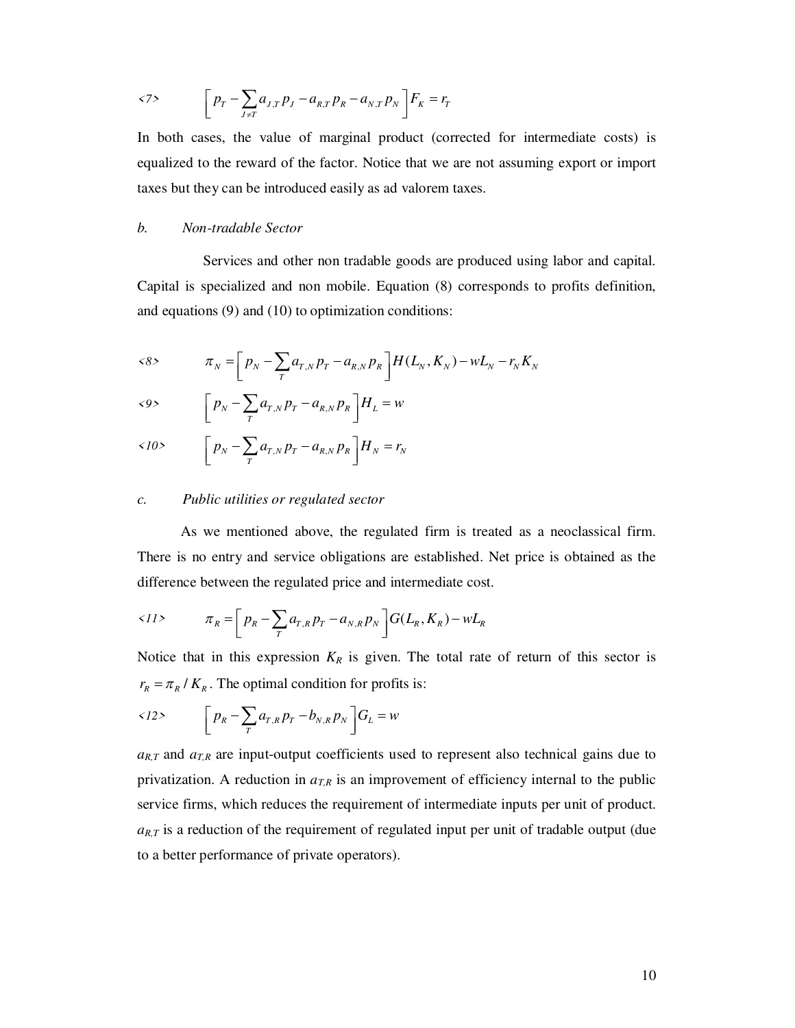$$\langle 7 \rangle \qquad \left[ p_T - \sum_{J \neq T} a_{J,T} p_J - a_{R,T} p_R - a_{N,T} p_N \right] F_K = r_T$$

In both cases, the value of marginal product (corrected for intermediate costs) is equalized to the reward of the factor. Notice that we are not assuming export or import taxes but they can be introduced easily as ad valorem taxes.

*b. Non-tradable Sector*

Services and other non tradable goods are produced using labor and capital. Capital is specialized and non mobile. Equation (8) corresponds to profits definition, and equations (9) and (10) to optimization conditions:

$$\langle 8 \rangle \qquad \pi_N = \left[ p_N - \sum_T a_{T,N} p_T - a_{R,N} p_R \right] H(L_N, K_N) - wL_N - r_N K_N$$

$$\langle 9 \rangle \qquad \left[ p_N - \sum_T a_{T,N} p_T - a_{R,N} p_R \right] H_L = w$$

$$\langle 10 \rangle \qquad \left[ p_N - \sum_T a_{T,N} p_T - a_{R,N} p_R \right] H_N = r_N$$

*c. Public utilities or regulated sector*

As we mentioned above, the regulated firm is treated as a neoclassical firm. There is no entry and service obligations are established. Net price is obtained as the difference between the regulated price and intermediate cost.

$$\langle 11 \rangle \qquad \pi_R = \left[ p_R - \sum_T a_{T,R} p_T - a_{N,R} p_N \right] G(L_R, K_R) - wL_R$$

Notice that in this expression $K_R$ is given. The total rate of return of this sector is $r_R = \pi_R / K_R$. The optimal condition for profits is:

$$\langle 12 \rangle \qquad \left[ p_R - \sum_T a_{T,R} p_T - b_{N,R} p_N \right] G_L = w$$

$a_{R,T}$ and $a_{T,R}$ are input-output coefficients used to represent also technical gains due to privatization. A reduction in $a_{T,R}$ is an improvement of efficiency internal to the public service firms, which reduces the requirement of intermediate inputs per unit of product. $a_{R,T}$ is a reduction of the requirement of regulated input per unit of tradable output (due to a better performance of private operators).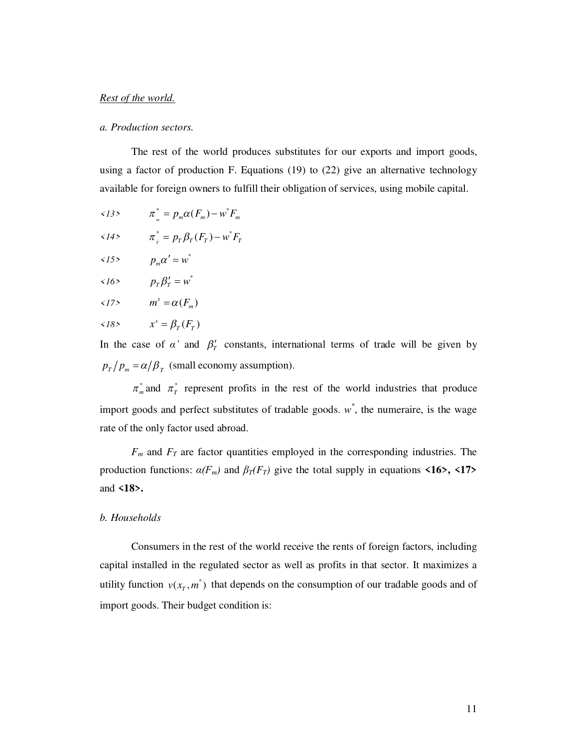*Rest of the world.*

*a. Production sectors.*

The rest of the world produces substitutes for our exports and import goods, using a factor of production F. Equations (19) to (22) give an alternative technology available for foreign owners to fulfill their obligation of services, using mobile capital.

<13> $\quad \pi^*_m = p_m\alpha(F_m) - w^* F_m$

<14> $\quad \pi^*_T = p_T\beta_T(F_T) - w^* F_T$

<15> $\quad p_m\alpha' = w^*$

<16> $\quad p_T\beta'_T = w^*$

<17> $\quad m^s = \alpha(F_m)$

<18> $\quad x^s = \beta_T(F_T)$

In the case of $\alpha'$ and $\beta'_T$ constants, international terms of trade will be given by $p_T/p_m = \alpha/\beta_T$ (small economy assumption).

$\pi^*_m$ and $\pi^*_T$ represent profits in the rest of the world industries that produce import goods and perfect substitutes of tradable goods. $w^*$, the numeraire, is the wage rate of the only factor used abroad.

$F_m$ and $F_T$ are factor quantities employed in the corresponding industries. The production functions: $\alpha(F_m)$ and $\beta_T(F_T)$ give the total supply in equations **<16>, <17>** and **<18>.**

*b. Households*

Consumers in the rest of the world receive the rents of foreign factors, including capital installed in the regulated sector as well as profits in that sector. It maximizes a utility function $v(x_T, m^*)$ that depends on the consumption of our tradable goods and of import goods. Their budget condition is: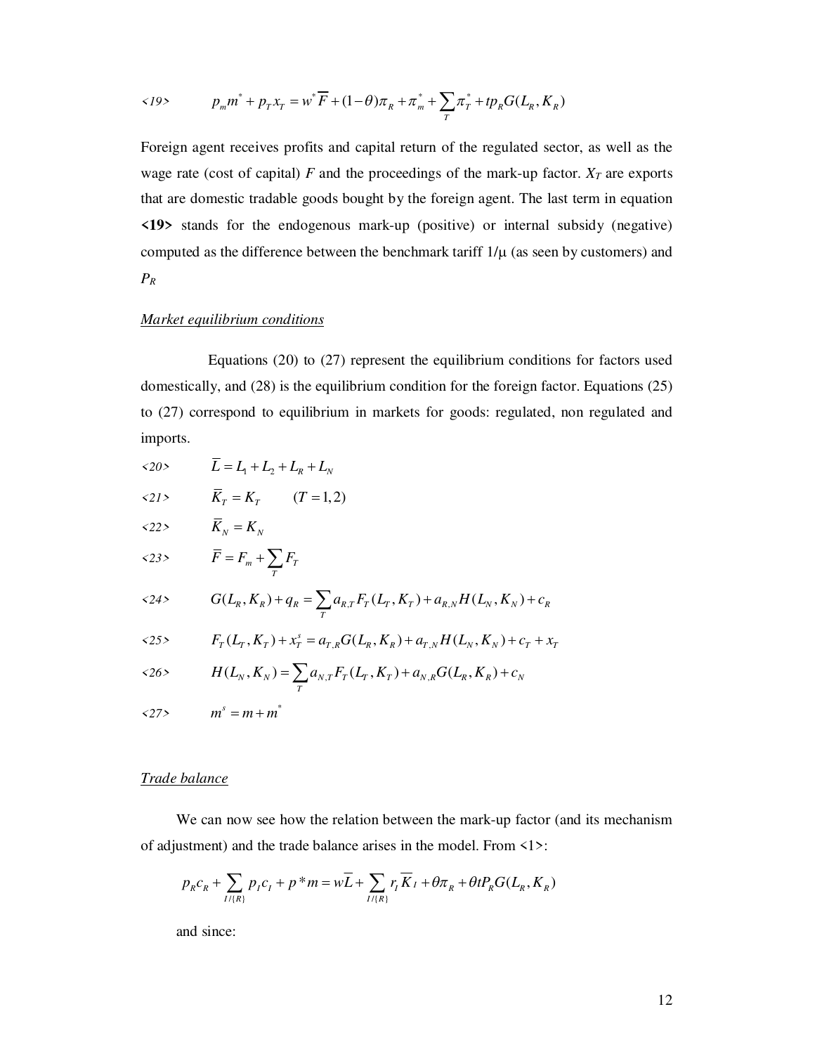$$\text{<19>} \qquad p_m m^* + p_T x_T = w^* \overline{F} + (1-\theta)\pi_R + \pi_m^* + \sum_T \pi_T^* + tp_R G(L_R, K_R)$$

Foreign agent receives profits and capital return of the regulated sector, as well as the wage rate (cost of capital) $F$ and the proceedings of the mark-up factor. $X_T$ are exports that are domestic tradable goods bought by the foreign agent. The last term in equation **<19>** stands for the endogenous mark-up (positive) or internal subsidy (negative) computed as the difference between the benchmark tariff $1/\mu$ (as seen by customers) and $P_R$

*Market equilibrium conditions*

Equations (20) to (27) represent the equilibrium conditions for factors used domestically, and (28) is the equilibrium condition for the foreign factor. Equations (25) to (27) correspond to equilibrium in markets for goods: regulated, non regulated and imports.

$$\text{<20>} \qquad \overline{L} = L_1 + L_2 + L_R + L_N$$

$$\text{<21>} \qquad \overline{K}_T = K_T \qquad (T = 1,2)$$

$$\text{<22>} \qquad \overline{K}_N = K_N$$

$$\text{<23>} \qquad \overline{F} = F_m + \sum_T F_T$$

$$\text{<24>} \qquad G(L_R, K_R) + q_R = \sum_T a_{R,T} F_T(L_T, K_T) + a_{R,N} H(L_N, K_N) + c_R$$

$$\text{<25>} \qquad F_T(L_T, K_T) + x_T^s = a_{T,R} G(L_R, K_R) + a_{T,N} H(L_N, K_N) + c_T + x_T$$

$$\text{<26>} \qquad H(L_N, K_N) = \sum_T a_{N,T} F_T(L_T, K_T) + a_{N,R} G(L_R, K_R) + c_N$$

$$\text{<27>} \qquad m^s = m + m^*$$

*Trade balance*

We can now see how the relation between the mark-up factor (and its mechanism of adjustment) and the trade balance arises in the model. From <1>:

$$p_R c_R + \sum_{I/\{R\}} p_I c_I + p^* m = w\overline{L} + \sum_{I/\{R\}} r_I \overline{K}_I + \theta \pi_R + \theta t P_R G(L_R, K_R)$$

and since: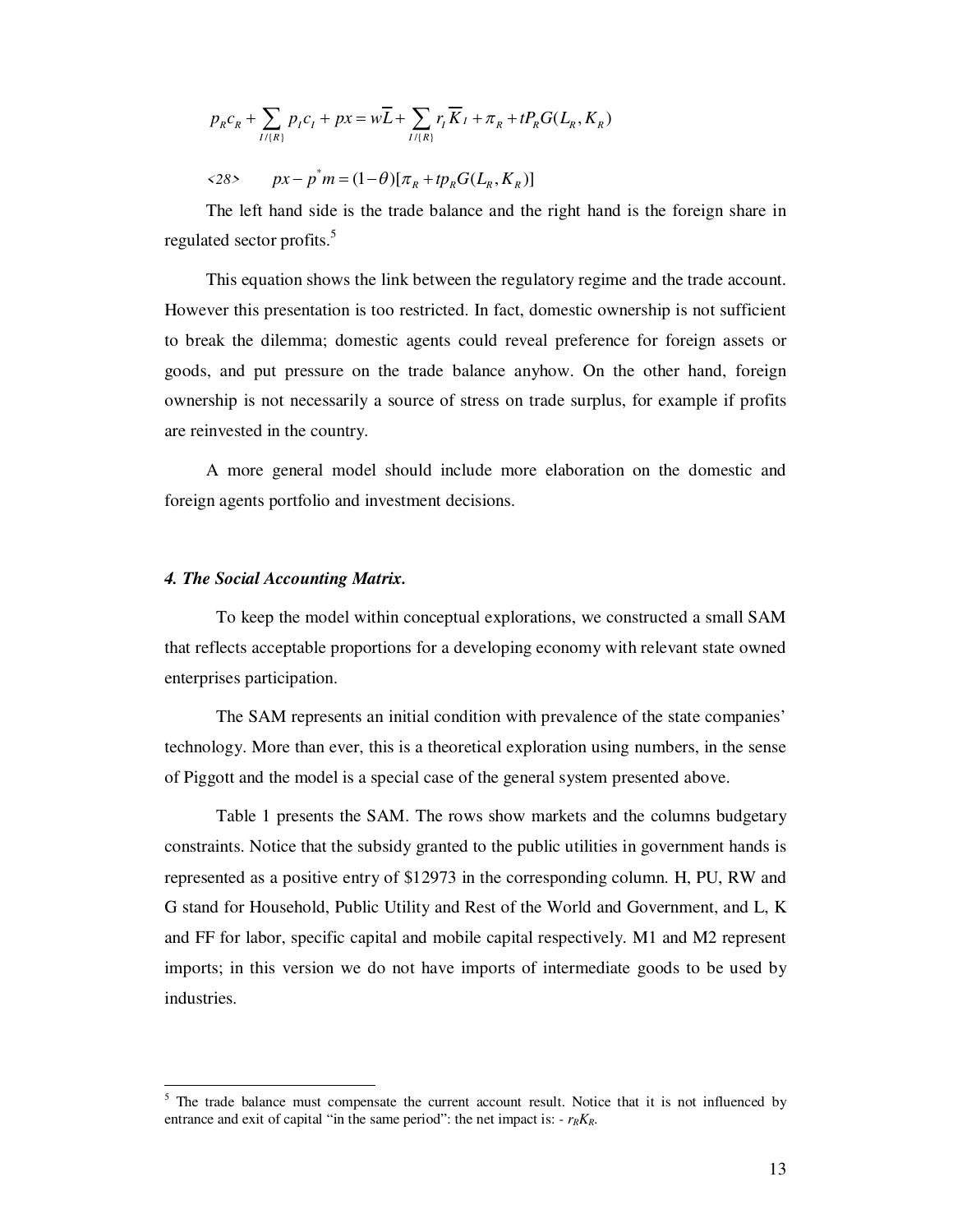$$p_R c_R + \sum_{I/\{R\}} p_I c_I + px = w\overline{L} + \sum_{I/\{R\}} r_I \overline{K}_I + \pi_R + tP_R G(L_R, K_R)$$

$$<28> \qquad px - p^* m = (1-\theta)[\pi_R + tp_R G(L_R, K_R)]$$

The left hand side is the trade balance and the right hand is the foreign share in regulated sector profits.[5]

This equation shows the link between the regulatory regime and the trade account. However this presentation is too restricted. In fact, domestic ownership is not sufficient to break the dilemma; domestic agents could reveal preference for foreign assets or goods, and put pressure on the trade balance anyhow. On the other hand, foreign ownership is not necessarily a source of stress on trade surplus, for example if profits are reinvested in the country.

A more general model should include more elaboration on the domestic and foreign agents portfolio and investment decisions.

### *4. The Social Accounting Matrix.*

To keep the model within conceptual explorations, we constructed a small SAM that reflects acceptable proportions for a developing economy with relevant state owned enterprises participation.

The SAM represents an initial condition with prevalence of the state companies' technology. More than ever, this is a theoretical exploration using numbers, in the sense of Piggott and the model is a special case of the general system presented above.

Table 1 presents the SAM. The rows show markets and the columns budgetary constraints. Notice that the subsidy granted to the public utilities in government hands is represented as a positive entry of $12973 in the corresponding column. H, PU, RW and G stand for Household, Public Utility and Rest of the World and Government, and L, K and FF for labor, specific capital and mobile capital respectively. M1 and M2 represent imports; in this version we do not have imports of intermediate goods to be used by industries.

---

[5] The trade balance must compensate the current account result. Notice that it is not influenced by entrance and exit of capital "in the same period": the net impact is: - $r_R K_R$.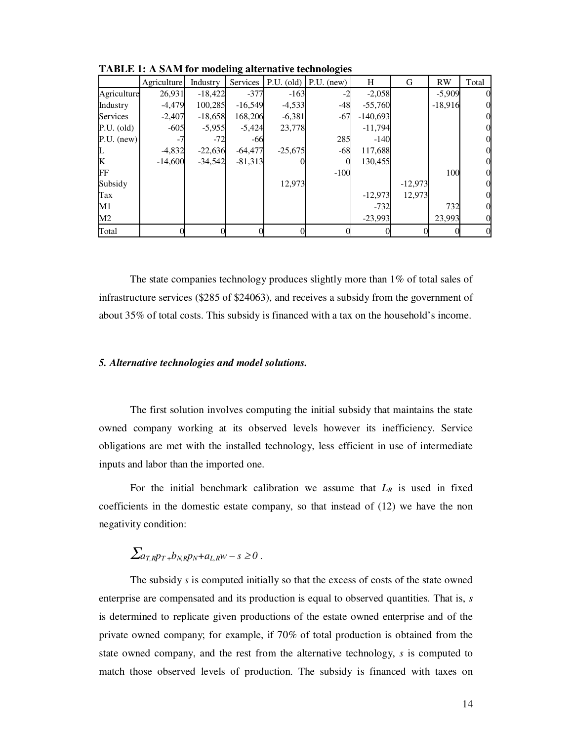**TABLE 1: A SAM for modeling alternative technologies**

| | Agriculture | Industry | Services | P.U. (old) | P.U. (new) | H | G | RW | Total |
|---|---|---|---|---|---|---|---|---|---|
| Agriculture | 26,931 | -18,422 | -377 | -163 | -2 | -2,058 | | -5,909 | 0 |
| Industry | -4,479 | 100,285 | -16,549 | -4,533 | -48 | -55,760 | | -18,916 | 0 |
| Services | -2,407 | -18,658 | 168,206 | -6,381 | -67 | -140,693 | | | 0 |
| P.U. (old) | -605 | -5,955 | -5,424 | 23,778 | | -11,794 | | | 0 |
| P.U. (new) | -7 | -72 | -66 | | 285 | -140 | | | 0 |
| L | -4,832 | -22,636 | -64,477 | -25,675 | -68 | 117,688 | | | 0 |
| K | -14,600 | -34,542 | -81,313 | 0 | 0 | 130,455 | | | 0 |
| FF | | | | | -100 | | | 100 | 0 |
| Subsidy | | | | 12,973 | | | -12,973 | | 0 |
| Tax | | | | | | -12,973 | 12,973 | | 0 |
| M1 | | | | | | -732 | | 732 | 0 |
| M2 | | | | | | -23,993 | | 23,993 | 0 |
| Total | 0 | 0 | 0 | 0 | 0 | 0 | 0 | 0 | 0 |

The state companies technology produces slightly more than 1% of total sales of infrastructure services (\$285 of \$24063), and receives a subsidy from the government of about 35% of total costs. This subsidy is financed with a tax on the household's income.

### *5. Alternative technologies and model solutions.*

The first solution involves computing the initial subsidy that maintains the state owned company working at its observed levels however its inefficiency. Service obligations are met with the installed technology, less efficient in use of intermediate inputs and labor than the imported one.

For the initial benchmark calibration we assume that $L_R$ is used in fixed coefficients in the domestic estate company, so that instead of (12) we have the non negativity condition:

$$\sum a_{T,R} p_T + b_{N,R} p_N + a_{L,R} w - s \geq 0 .$$

The subsidy *s* is computed initially so that the excess of costs of the state owned enterprise are compensated and its production is equal to observed quantities. That is, *s* is determined to replicate given productions of the estate owned enterprise and of the private owned company; for example, if 70% of total production is obtained from the state owned company, and the rest from the alternative technology, *s* is computed to match those observed levels of production. The subsidy is financed with taxes on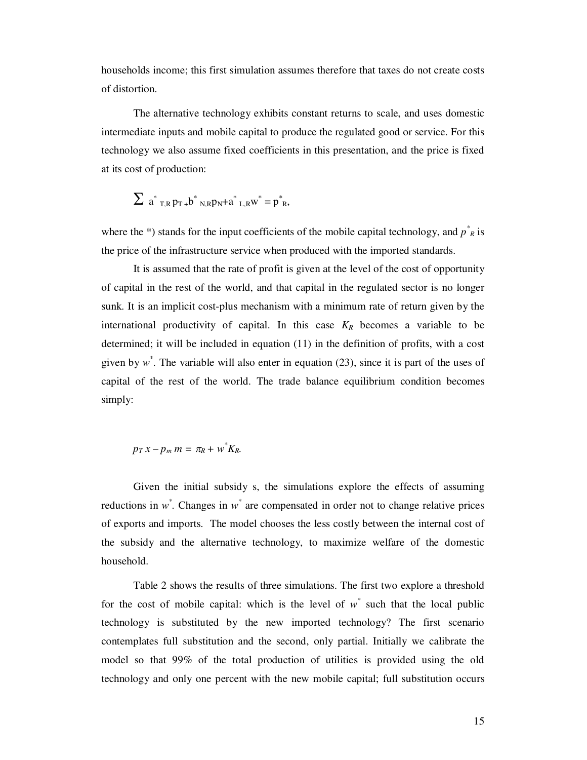households income; this first simulation assumes therefore that taxes do not create costs of distortion.

The alternative technology exhibits constant returns to scale, and uses domestic intermediate inputs and mobile capital to produce the regulated good or service. For this technology we also assume fixed coefficients in this presentation, and the price is fixed at its cost of production:

$$\sum a^{*}_{T,R}\, p_T + b^{*}_{N,R} p_N + a^{*}_{L,R} w^{*} = p^{*}_{R},$$

where the \*) stands for the input coefficients of the mobile capital technology, and $p^{*}_{R}$ is the price of the infrastructure service when produced with the imported standards.

It is assumed that the rate of profit is given at the level of the cost of opportunity of capital in the rest of the world, and that capital in the regulated sector is no longer sunk. It is an implicit cost-plus mechanism with a minimum rate of return given by the international productivity of capital. In this case $K_R$ becomes a variable to be determined; it will be included in equation (11) in the definition of profits, with a cost given by $w^{*}$. The variable will also enter in equation (23), since it is part of the uses of capital of the rest of the world. The trade balance equilibrium condition becomes simply:

$$p_T\, x - p_m\, m = \pi_R + w^{*} K_R.$$

Given the initial subsidy s, the simulations explore the effects of assuming reductions in $w^{*}$. Changes in $w^{*}$ are compensated in order not to change relative prices of exports and imports. The model chooses the less costly between the internal cost of the subsidy and the alternative technology, to maximize welfare of the domestic household.

Table 2 shows the results of three simulations. The first two explore a threshold for the cost of mobile capital: which is the level of $w^{*}$ such that the local public technology is substituted by the new imported technology? The first scenario contemplates full substitution and the second, only partial. Initially we calibrate the model so that 99% of the total production of utilities is provided using the old technology and only one percent with the new mobile capital; full substitution occurs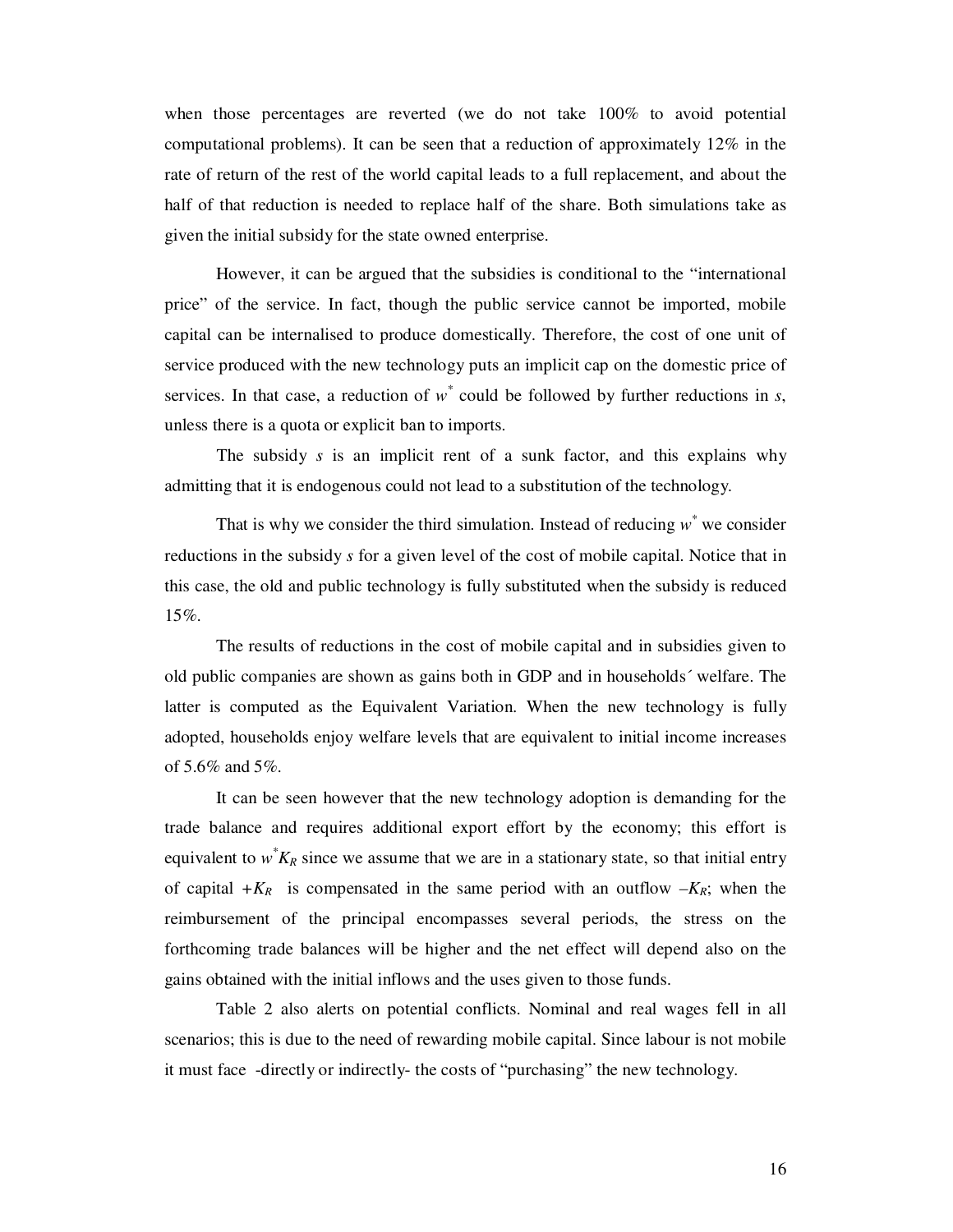when those percentages are reverted (we do not take 100% to avoid potential computational problems). It can be seen that a reduction of approximately 12% in the rate of return of the rest of the world capital leads to a full replacement, and about the half of that reduction is needed to replace half of the share. Both simulations take as given the initial subsidy for the state owned enterprise.

However, it can be argued that the subsidies is conditional to the "international price" of the service. In fact, though the public service cannot be imported, mobile capital can be internalised to produce domestically. Therefore, the cost of one unit of service produced with the new technology puts an implicit cap on the domestic price of services. In that case, a reduction of $w^*$ could be followed by further reductions in *s*, unless there is a quota or explicit ban to imports.

The subsidy *s* is an implicit rent of a sunk factor, and this explains why admitting that it is endogenous could not lead to a substitution of the technology.

That is why we consider the third simulation. Instead of reducing $w^*$ we consider reductions in the subsidy *s* for a given level of the cost of mobile capital. Notice that in this case, the old and public technology is fully substituted when the subsidy is reduced 15%.

The results of reductions in the cost of mobile capital and in subsidies given to old public companies are shown as gains both in GDP and in households´ welfare. The latter is computed as the Equivalent Variation. When the new technology is fully adopted, households enjoy welfare levels that are equivalent to initial income increases of 5.6% and 5%.

It can be seen however that the new technology adoption is demanding for the trade balance and requires additional export effort by the economy; this effort is equivalent to $w^* K_R$ since we assume that we are in a stationary state, so that initial entry of capital $+K_R$ is compensated in the same period with an outflow $-K_R$; when the reimbursement of the principal encompasses several periods, the stress on the forthcoming trade balances will be higher and the net effect will depend also on the gains obtained with the initial inflows and the uses given to those funds.

Table 2 also alerts on potential conflicts. Nominal and real wages fell in all scenarios; this is due to the need of rewarding mobile capital. Since labour is not mobile it must face -directly or indirectly- the costs of "purchasing" the new technology.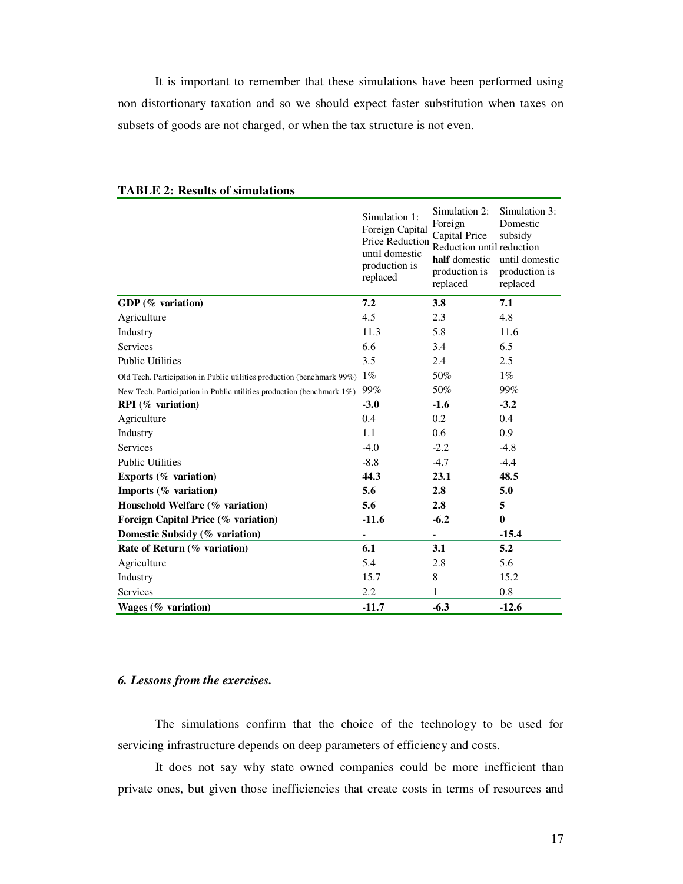It is important to remember that these simulations have been performed using non distortionary taxation and so we should expect faster substitution when taxes on subsets of goods are not charged, or when the tax structure is not even.

**TABLE 2: Results of simulations**

| | Simulation 1: Foreign Capital Price Reduction until domestic production is replaced | Simulation 2: Foreign Capital Price Reduction until **half** domestic production is replaced | Simulation 3: Domestic subsidy reduction until domestic production is replaced |
|---|---|---|---|
| **GDP (% variation)** | **7.2** | **3.8** | **7.1** |
| Agriculture | 4.5 | 2.3 | 4.8 |
| Industry | 11.3 | 5.8 | 11.6 |
| Services | 6.6 | 3.4 | 6.5 |
| Public Utilities | 3.5 | 2.4 | 2.5 |
| Old Tech. Participation in Public utilities production (benchmark 99%) | 1% | 50% | 1% |
| New Tech. Participation in Public utilities production (benchmark 1%) | 99% | 50% | 99% |
| **RPI (% variation)** | **-3.0** | **-1.6** | **-3.2** |
| Agriculture | 0.4 | 0.2 | 0.4 |
| Industry | 1.1 | 0.6 | 0.9 |
| Services | -4.0 | -2.2 | -4.8 |
| Public Utilities | -8.8 | -4.7 | -4.4 |
| **Exports (% variation)** | **44.3** | **23.1** | **48.5** |
| **Imports (% variation)** | **5.6** | **2.8** | **5.0** |
| **Household Welfare (% variation)** | **5.6** | **2.8** | **5** |
| **Foreign Capital Price (% variation)** | **-11.6** | **-6.2** | **0** |
| **Domestic Subsidy (% variation)** | **-** | **-** | **-15.4** |
| **Rate of Return (% variation)** | **6.1** | **3.1** | **5.2** |
| Agriculture | 5.4 | 2.8 | 5.6 |
| Industry | 15.7 | 8 | 15.2 |
| Services | 2.2 | 1 | 0.8 |
| **Wages (% variation)** | **-11.7** | **-6.3** | **-12.6** |

### *6. Lessons from the exercises.*

The simulations confirm that the choice of the technology to be used for servicing infrastructure depends on deep parameters of efficiency and costs.

It does not say why state owned companies could be more inefficient than private ones, but given those inefficiencies that create costs in terms of resources and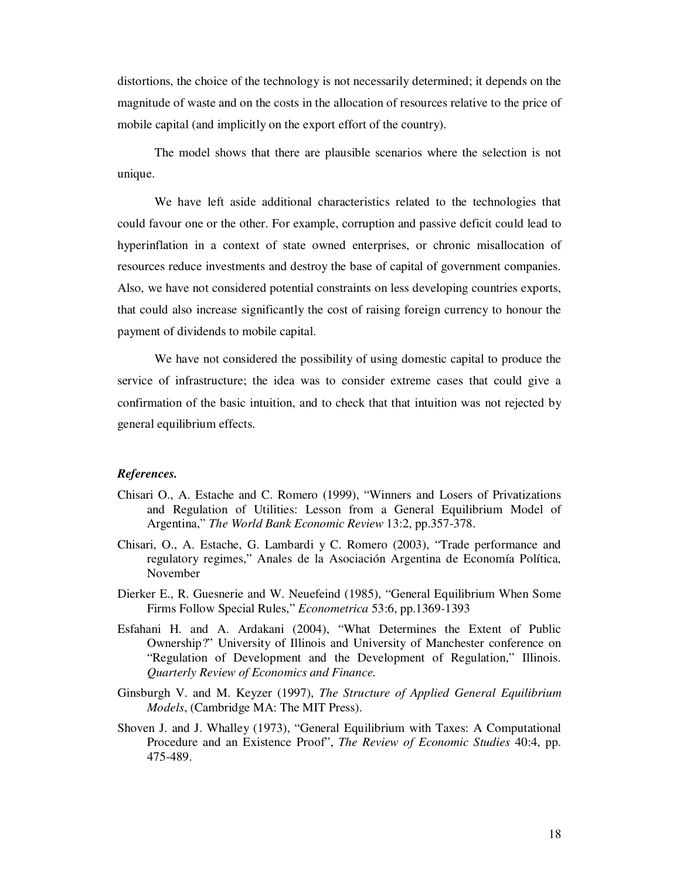distortions, the choice of the technology is not necessarily determined; it depends on the magnitude of waste and on the costs in the allocation of resources relative to the price of mobile capital (and implicitly on the export effort of the country).

The model shows that there are plausible scenarios where the selection is not unique.

We have left aside additional characteristics related to the technologies that could favour one or the other. For example, corruption and passive deficit could lead to hyperinflation in a context of state owned enterprises, or chronic misallocation of resources reduce investments and destroy the base of capital of government companies. Also, we have not considered potential constraints on less developing countries exports, that could also increase significantly the cost of raising foreign currency to honour the payment of dividends to mobile capital.

We have not considered the possibility of using domestic capital to produce the service of infrastructure; the idea was to consider extreme cases that could give a confirmation of the basic intuition, and to check that that intuition was not rejected by general equilibrium effects.

***References.***

Chisari O., A. Estache and C. Romero (1999), "Winners and Losers of Privatizations and Regulation of Utilities: Lesson from a General Equilibrium Model of Argentina," *The World Bank Economic Review* 13:2, pp.357-378.

Chisari, O., A. Estache, G. Lambardi y C. Romero (2003), "Trade performance and regulatory regimes," Anales de la Asociación Argentina de Economía Política, November

Dierker E., R. Guesnerie and W. Neuefeind (1985), "General Equilibrium When Some Firms Follow Special Rules," *Econometrica* 53:6, pp.1369-1393

Esfahani H. and A. Ardakani (2004), "What Determines the Extent of Public Ownership?" University of Illinois and University of Manchester conference on "Regulation of Development and the Development of Regulation," Illinois. *Quarterly Review of Economics and Finance.*

Ginsburgh V. and M. Keyzer (1997), *The Structure of Applied General Equilibrium Models*, (Cambridge MA: The MIT Press).

Shoven J. and J. Whalley (1973), "General Equilibrium with Taxes: A Computational Procedure and an Existence Proof", *The Review of Economic Studies* 40:4, pp. 475-489.